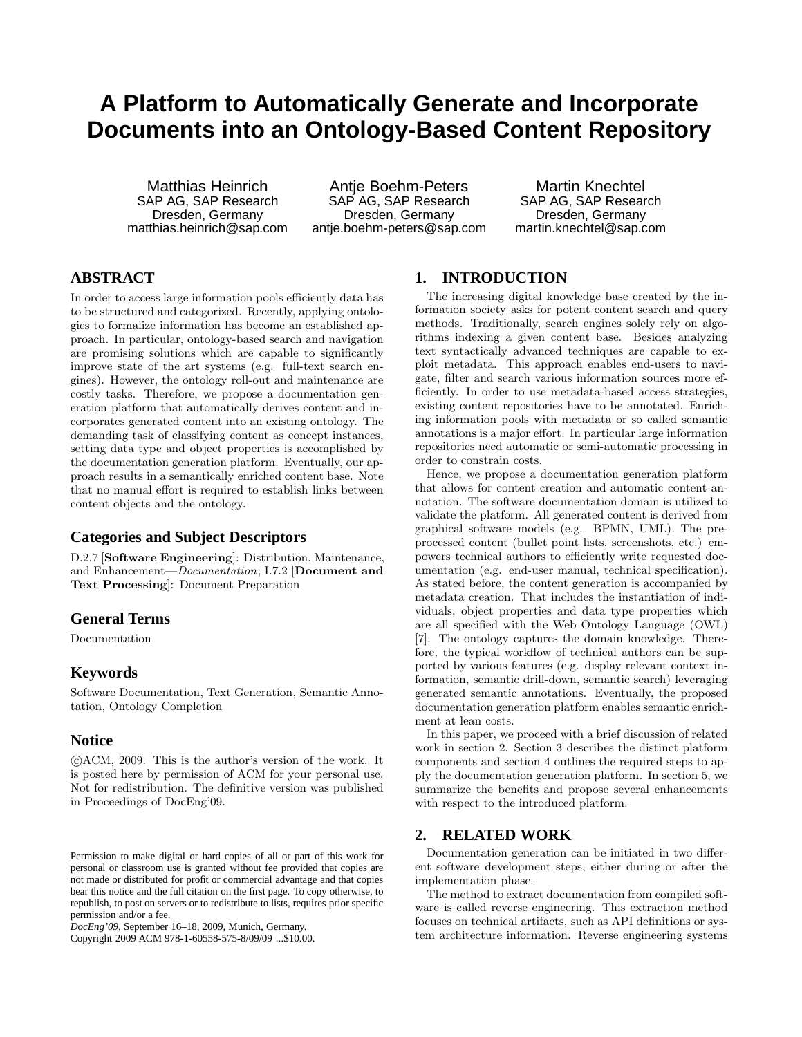# A Platform to Automatically Generate and Incorporate Documents into an Ontology-Based Content Repository

Matthias Heinrich
SAP AG, SAP Research
Dresden, Germany
matthias.heinrich@sap.com

Antje Boehm-Peters
SAP AG, SAP Research
Dresden, Germany
antje.boehm-peters@sap.com

Martin Knechtel
SAP AG, SAP Research
Dresden, Germany
martin.knechtel@sap.com

## ABSTRACT

In order to access large information pools efficiently data has to be structured and categorized. Recently, applying ontologies to formalize information has become an established approach. In particular, ontology-based search and navigation are promising solutions which are capable to significantly improve state of the art systems (e.g. full-text search engines). However, the ontology roll-out and maintenance are costly tasks. Therefore, we propose a documentation generation platform that automatically derives content and incorporates generated content into an existing ontology. The demanding task of classifying content as concept instances, setting data type and object properties is accomplished by the documentation generation platform. Eventually, our approach results in a semantically enriched content base. Note that no manual effort is required to establish links between content objects and the ontology.

### Categories and Subject Descriptors

D.2.7 [**Software Engineering**]: Distribution, Maintenance, and Enhancement—*Documentation*; I.7.2 [**Document and Text Processing**]: Document Preparation

### General Terms

Documentation

### Keywords

Software Documentation, Text Generation, Semantic Annotation, Ontology Completion

### Notice

©ACM, 2009. This is the author's version of the work. It is posted here by permission of ACM for your personal use. Not for redistribution. The definitive version was published in Proceedings of DocEng'09.

Permission to make digital or hard copies of all or part of this work for personal or classroom use is granted without fee provided that copies are not made or distributed for profit or commercial advantage and that copies bear this notice and the full citation on the first page. To copy otherwise, to republish, to post on servers or to redistribute to lists, requires prior specific permission and/or a fee.
*DocEng'09*, September 16–18, 2009, Munich, Germany.
Copyright 2009 ACM 978-1-60558-575-8/09/09 ...$10.00.

## 1. INTRODUCTION

The increasing digital knowledge base created by the information society asks for potent content search and query methods. Traditionally, search engines solely rely on algorithms indexing a given content base. Besides analyzing text syntactically advanced techniques are capable to exploit metadata. This approach enables end-users to navigate, filter and search various information sources more efficiently. In order to use metadata-based access strategies, existing content repositories have to be annotated. Enriching information pools with metadata or so called semantic annotations is a major effort. In particular large information repositories need automatic or semi-automatic processing in order to constrain costs.

Hence, we propose a documentation generation platform that allows for content creation and automatic content annotation. The software documentation domain is utilized to validate the platform. All generated content is derived from graphical software models (e.g. BPMN, UML). The preprocessed content (bullet point lists, screenshots, etc.) empowers technical authors to efficiently write requested documentation (e.g. end-user manual, technical specification). As stated before, the content generation is accompanied by metadata creation. That includes the instantiation of individuals, object properties and data type properties which are all specified with the Web Ontology Language (OWL) [7]. The ontology captures the domain knowledge. Therefore, the typical workflow of technical authors can be supported by various features (e.g. display relevant context information, semantic drill-down, semantic search) leveraging generated semantic annotations. Eventually, the proposed documentation generation platform enables semantic enrichment at lean costs.

In this paper, we proceed with a brief discussion of related work in section 2. Section 3 describes the distinct platform components and section 4 outlines the required steps to apply the documentation generation platform. In section 5, we summarize the benefits and propose several enhancements with respect to the introduced platform.

## 2. RELATED WORK

Documentation generation can be initiated in two different software development steps, either during or after the implementation phase.

The method to extract documentation from compiled software is called reverse engineering. This extraction method focuses on technical artifacts, such as API definitions or system architecture information. Reverse engineering systems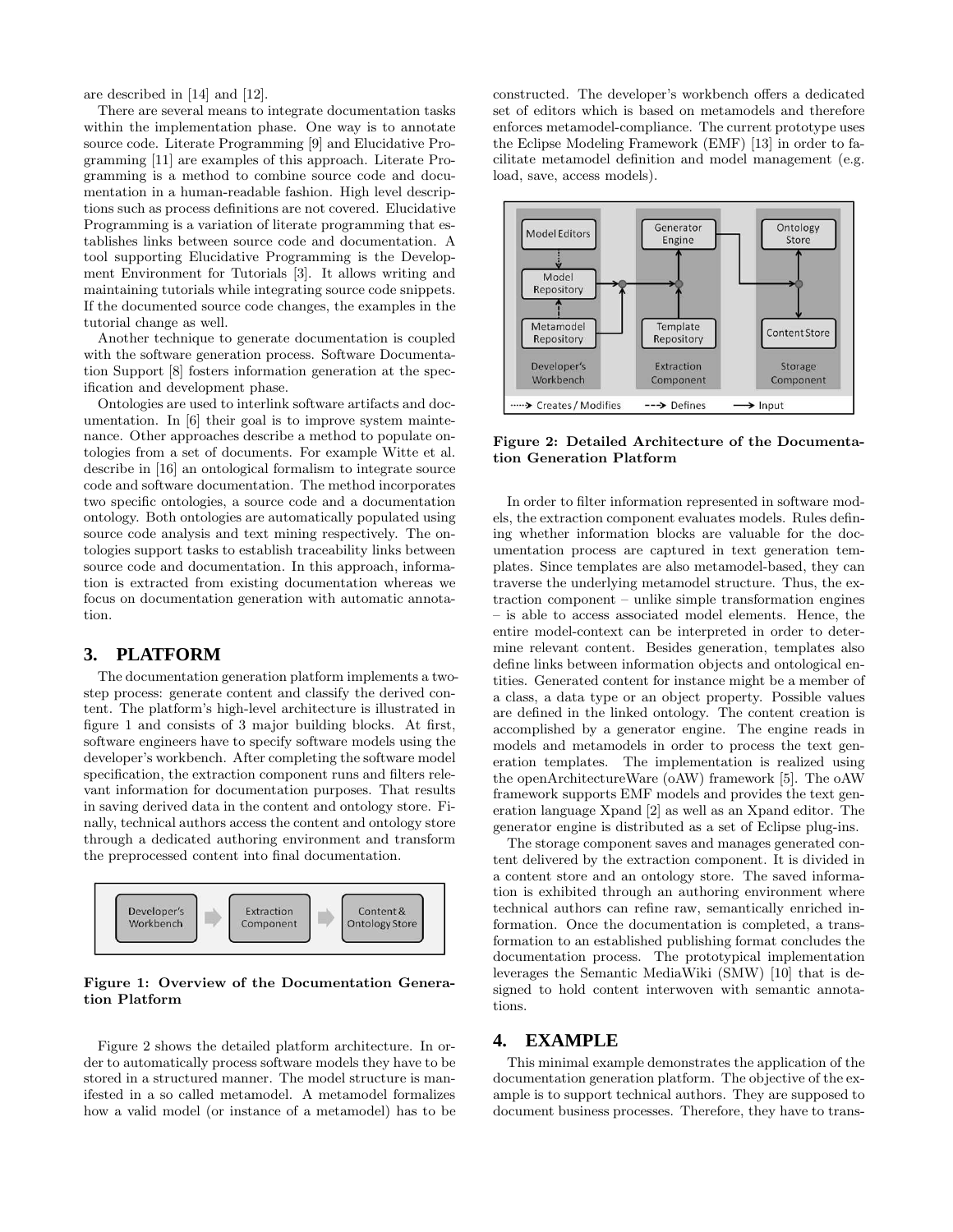are described in [14] and [12].

There are several means to integrate documentation tasks within the implementation phase. One way is to annotate source code. Literate Programming [9] and Elucidative Programming [11] are examples of this approach. Literate Programming is a method to combine source code and documentation in a human-readable fashion. High level descriptions such as process definitions are not covered. Elucidative Programming is a variation of literate programming that establishes links between source code and documentation. A tool supporting Elucidative Programming is the Development Environment for Tutorials [3]. It allows writing and maintaining tutorials while integrating source code snippets. If the documented source code changes, the examples in the tutorial change as well.

Another technique to generate documentation is coupled with the software generation process. Software Documentation Support [8] fosters information generation at the specification and development phase.

Ontologies are used to interlink software artifacts and documentation. In [6] their goal is to improve system maintenance. Other approaches describe a method to populate ontologies from a set of documents. For example Witte et al. describe in [16] an ontological formalism to integrate source code and software documentation. The method incorporates two specific ontologies, a source code and a documentation ontology. Both ontologies are automatically populated using source code analysis and text mining respectively. The ontologies support tasks to establish traceability links between source code and documentation. In this approach, information is extracted from existing documentation whereas we focus on documentation generation with automatic annotation.

## 3. PLATFORM

The documentation generation platform implements a two-step process: generate content and classify the derived content. The platform's high-level architecture is illustrated in figure 1 and consists of 3 major building blocks. At first, software engineers have to specify software models using the developer's workbench. After completing the software model specification, the extraction component runs and filters relevant information for documentation purposes. That results in saving derived data in the content and ontology store. Finally, technical authors access the content and ontology store through a dedicated authoring environment and transform the preprocessed content into final documentation.

Developer's Workbench → Extraction Component → Content & Ontology Store

**Figure 1: Overview of the Documentation Generation Platform**

Figure 2 shows the detailed platform architecture. In order to automatically process software models they have to be stored in a structured manner. The model structure is manifested in a so called metamodel. A metamodel formalizes how a valid model (or instance of a metamodel) has to be constructed. The developer's workbench offers a dedicated set of editors which is based on metamodels and therefore enforces metamodel-compliance. The current prototype uses the Eclipse Modeling Framework (EMF) [13] in order to facilitate metamodel definition and model management (e.g. load, save, access models).

**Figure 2: Detailed Architecture of the Documentation Generation Platform**

In order to filter information represented in software models, the extraction component evaluates models. Rules defining whether information blocks are valuable for the documentation process are captured in text generation templates. Since templates are also metamodel-based, they can traverse the underlying metamodel structure. Thus, the extraction component – unlike simple transformation engines – is able to access associated model elements. Hence, the entire model-context can be interpreted in order to determine relevant content. Besides generation, templates also define links between information objects and ontological entities. Generated content for instance might be a member of a class, a data type or an object property. Possible values are defined in the linked ontology. The content creation is accomplished by a generator engine. The engine reads in models and metamodels in order to process the text generation templates. The implementation is realized using the openArchitectureWare (oAW) framework [5]. The oAW framework supports EMF models and provides the text generation language Xpand [2] as well as an Xpand editor. The generator engine is distributed as a set of Eclipse plug-ins.

The storage component saves and manages generated content delivered by the extraction component. It is divided in a content store and an ontology store. The saved information is exhibited through an authoring environment where technical authors can refine raw, semantically enriched information. Once the documentation is completed, a transformation to an established publishing format concludes the documentation process. The prototypical implementation leverages the Semantic MediaWiki (SMW) [10] that is designed to hold content interwoven with semantic annotations.

## 4. EXAMPLE

This minimal example demonstrates the application of the documentation generation platform. The objective of the example is to support technical authors. They are supposed to document business processes. Therefore, they have to trans-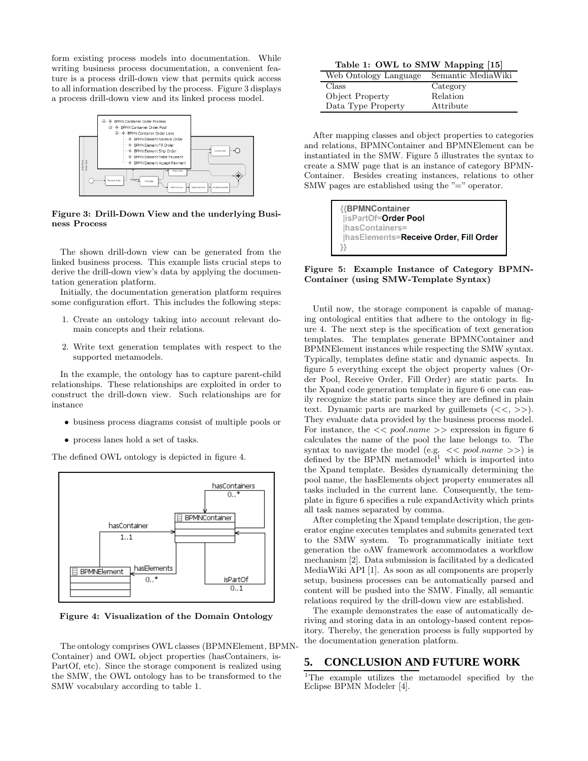form existing process models into documentation. While writing business process documentation, a convenient feature is a process drill-down view that permits quick access to all information described by the process. Figure 3 displays a process drill-down view and its linked process model.

**Figure 3: Drill-Down View and the underlying Business Process**

The shown drill-down view can be generated from the linked business process. This example lists crucial steps to derive the drill-down view's data by applying the documentation generation platform.

Initially, the documentation generation platform requires some configuration effort. This includes the following steps:

1. Create an ontology taking into account relevant domain concepts and their relations.
2. Write text generation templates with respect to the supported metamodels.

In the example, the ontology has to capture parent-child relationships. These relationships are exploited in order to construct the drill-down view. Such relationships are for instance

- business process diagrams consist of multiple pools or
- process lanes hold a set of tasks.

The defined OWL ontology is depicted in figure 4.

**Figure 4: Visualization of the Domain Ontology**

The ontology comprises OWL classes (BPMNElement, BPMNContainer) and OWL object properties (hasContainers, isPartOf, etc). Since the storage component is realized using the SMW, the OWL ontology has to be transformed to the SMW vocabulary according to table 1.

**Table 1: OWL to SMW Mapping [15]**

| Web Ontology Language | Semantic MediaWiki |
|---|---|
| Class | Category |
| Object Property | Relation |
| Data Type Property | Attribute |

After mapping classes and object properties to categories and relations, BPMNContainer and BPMNElement can be instantiated in the SMW. Figure 5 illustrates the syntax to create a SMW page that is an instance of category BPMNContainer. Besides creating instances, relations to other SMW pages are established using the "=" operator.

```
{{BPMNContainer
 |isPartOf=Order Pool
 |hasContainers=
 |hasElements=Receive Order, Fill Order
}}
```

**Figure 5: Example Instance of Category BPMNContainer (using SMW-Template Syntax)**

Until now, the storage component is capable of managing ontological entities that adhere to the ontology in figure 4. The next step is the specification of text generation templates. The templates generate BPMNContainer and BPMNElement instances while respecting the SMW syntax. Typically, templates define static and dynamic aspects. In figure 5 everything except the object property values (Order Pool, Receive Order, Fill Order) are static parts. In the Xpand code generation template in figure 6 one can easily recognize the static parts since they are defined in plain text. Dynamic parts are marked by guillemets (<<, >>). They evaluate data provided by the business process model. For instance, the << *pool.name* >> expression in figure 6 calculates the name of the pool the lane belongs to. The syntax to navigate the model (e.g. << *pool.name* >>) is defined by the BPMN metamodel[1] which is imported into the Xpand template. Besides dynamically determining the pool name, the hasElements object property enumerates all tasks included in the current lane. Consequently, the template in figure 6 specifies a rule expandActivity which prints all task names separated by comma.

After completing the Xpand template description, the generator engine executes templates and submits generated text to the SMW system. To programmatically initiate text generation the oAW framework accommodates a workflow mechanism [2]. Data submission is facilitated by a dedicated MediaWiki API [1]. As soon as all components are properly setup, business processes can be automatically parsed and content will be pushed into the SMW. Finally, all semantic relations required by the drill-down view are established.

The example demonstrates the ease of automatically deriving and storing data in an ontology-based content repository. Thereby, the generation process is fully supported by the documentation generation platform.

## 5. CONCLUSION AND FUTURE WORK

[1]The example utilizes the metamodel specified by the Eclipse BPMN Modeler [4].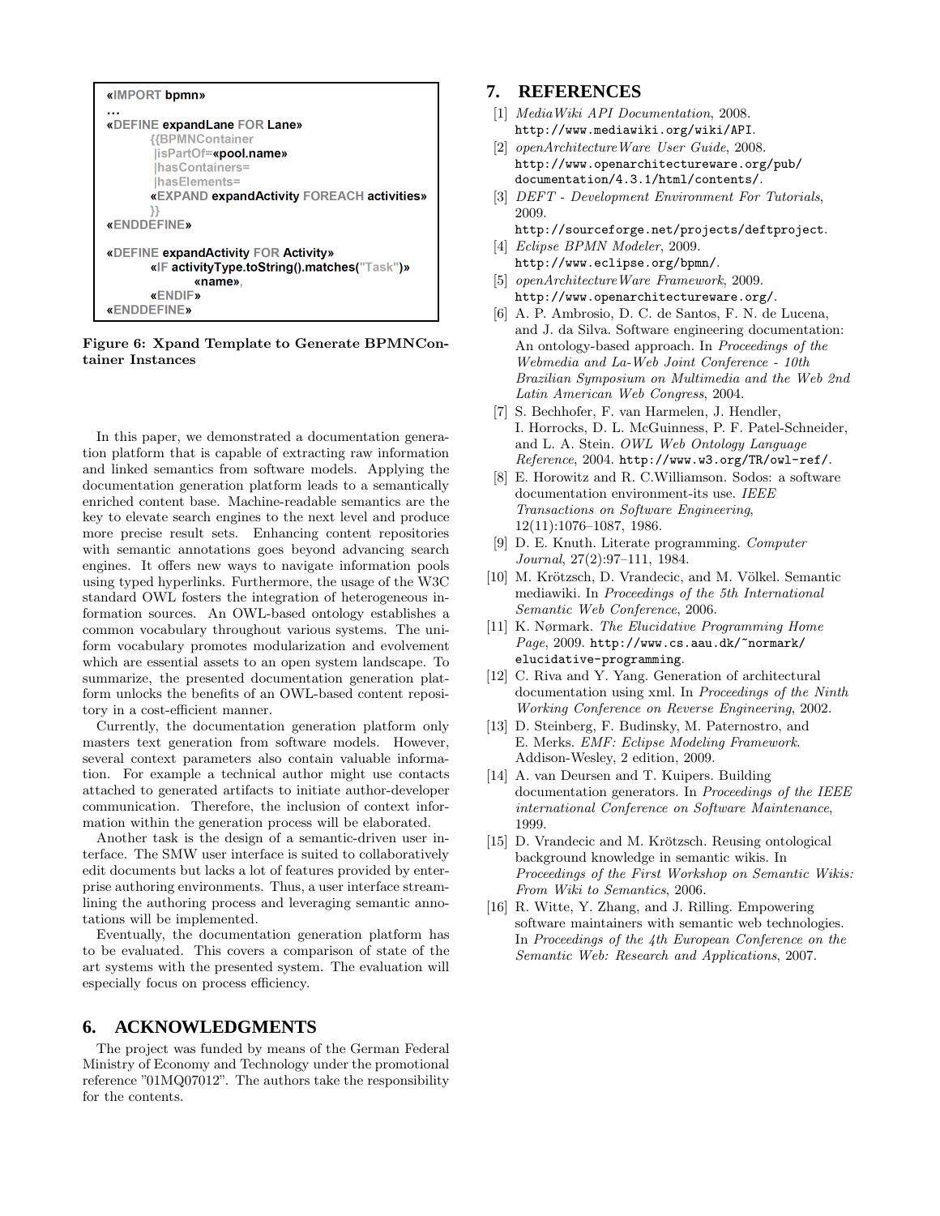```
«IMPORT bpmn»
...
«DEFINE expandLane FOR Lane»
        {{BPMNContainer
         |isPartOf=«pool.name»
         |hasContainers=
         |hasElements=
        «EXPAND expandActivity FOREACH activities»
        }}
«ENDDEFINE»

«DEFINE expandActivity FOR Activity»
        «IF activityType.toString().matches("Task")»
                «name»,
        «ENDIF»
«ENDDEFINE»
```

**Figure 6: Xpand Template to Generate BPMNContainer Instances**

In this paper, we demonstrated a documentation generation platform that is capable of extracting raw information and linked semantics from software models. Applying the documentation generation platform leads to a semantically enriched content base. Machine-readable semantics are the key to elevate search engines to the next level and produce more precise result sets. Enhancing content repositories with semantic annotations goes beyond advancing search engines. It offers new ways to navigate information pools using typed hyperlinks. Furthermore, the usage of the W3C standard OWL fosters the integration of heterogeneous information sources. An OWL-based ontology establishes a common vocabulary throughout various systems. The uniform vocabulary promotes modularization and evolvement which are essential assets to an open system landscape. To summarize, the presented documentation generation platform unlocks the benefits of an OWL-based content repository in a cost-efficient manner.

Currently, the documentation generation platform only masters text generation from software models. However, several context parameters also contain valuable information. For example a technical author might use contacts attached to generated artifacts to initiate author-developer communication. Therefore, the inclusion of context information within the generation process will be elaborated.

Another task is the design of a semantic-driven user interface. The SMW user interface is suited to collaboratively edit documents but lacks a lot of features provided by enterprise authoring environments. Thus, a user interface streamlining the authoring process and leveraging semantic annotations will be implemented.

Eventually, the documentation generation platform has to be evaluated. This covers a comparison of state of the art systems with the presented system. The evaluation will especially focus on process efficiency.

## 6. ACKNOWLEDGMENTS

The project was funded by means of the German Federal Ministry of Economy and Technology under the promotional reference "01MQ07012". The authors take the responsibility for the contents.

## 7. REFERENCES

[1] *MediaWiki API Documentation*, 2008. http://www.mediawiki.org/wiki/API.

[2] *openArchitectureWare User Guide*, 2008. http://www.openarchitectureware.org/pub/documentation/4.3.1/html/contents/.

[3] *DEFT - Development Environment For Tutorials*, 2009. http://sourceforge.net/projects/deftproject.

[4] *Eclipse BPMN Modeler*, 2009. http://www.eclipse.org/bpmn/.

[5] *openArchitectureWare Framework*, 2009. http://www.openarchitectureware.org/.

[6] A. P. Ambrosio, D. C. de Santos, F. N. de Lucena, and J. da Silva. Software engineering documentation: An ontology-based approach. In *Proceedings of the Webmedia and La-Web Joint Conference - 10th Brazilian Symposium on Multimedia and the Web 2nd Latin American Web Congress*, 2004.

[7] S. Bechhofer, F. van Harmelen, J. Hendler, I. Horrocks, D. L. McGuinness, P. F. Patel-Schneider, and L. A. Stein. *OWL Web Ontology Language Reference*, 2004. http://www.w3.org/TR/owl-ref/.

[8] E. Horowitz and R. C.Williamson. Sodos: a software documentation environment-its use. *IEEE Transactions on Software Engineering*, 12(11):1076–1087, 1986.

[9] D. E. Knuth. Literate programming. *Computer Journal*, 27(2):97–111, 1984.

[10] M. Krötzsch, D. Vrandecic, and M. Völkel. Semantic mediawiki. In *Proceedings of the 5th International Semantic Web Conference*, 2006.

[11] K. Nørmark. *The Elucidative Programming Home Page*, 2009. http://www.cs.aau.dk/~normark/elucidative-programming.

[12] C. Riva and Y. Yang. Generation of architectural documentation using xml. In *Proceedings of the Ninth Working Conference on Reverse Engineering*, 2002.

[13] D. Steinberg, F. Budinsky, M. Paternostro, and E. Merks. *EMF: Eclipse Modeling Framework*. Addison-Wesley, 2 edition, 2009.

[14] A. van Deursen and T. Kuipers. Building documentation generators. In *Proceedings of the IEEE international Conference on Software Maintenance*, 1999.

[15] D. Vrandecic and M. Krötzsch. Reusing ontological background knowledge in semantic wikis. In *Proceedings of the First Workshop on Semantic Wikis: From Wiki to Semantics*, 2006.

[16] R. Witte, Y. Zhang, and J. Rilling. Empowering software maintainers with semantic web technologies. In *Proceedings of the 4th European Conference on the Semantic Web: Research and Applications*, 2007.